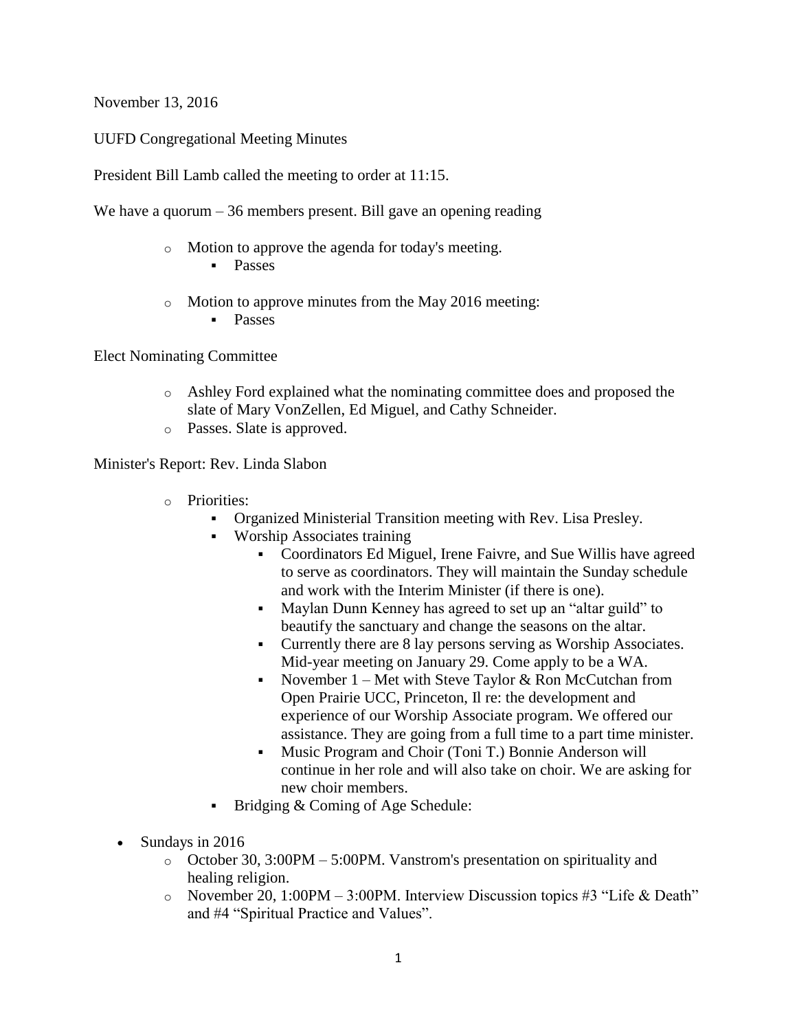November 13, 2016

UUFD Congregational Meeting Minutes

President Bill Lamb called the meeting to order at 11:15.

We have a quorum – 36 members present. Bill gave an opening reading

- Motion to approve the agenda for today's meeting.
  - Passes
- Motion to approve minutes from the May 2016 meeting:
  - Passes

Elect Nominating Committee

- Ashley Ford explained what the nominating committee does and proposed the slate of Mary VonZellen, Ed Miguel, and Cathy Schneider.
- Passes. Slate is approved.

Minister's Report: Rev. Linda Slabon

- Priorities:
  - Organized Ministerial Transition meeting with Rev. Lisa Presley.
  - Worship Associates training
    - Coordinators Ed Miguel, Irene Faivre, and Sue Willis have agreed to serve as coordinators. They will maintain the Sunday schedule and work with the Interim Minister (if there is one).
    - Maylan Dunn Kenney has agreed to set up an "altar guild" to beautify the sanctuary and change the seasons on the altar.
    - Currently there are 8 lay persons serving as Worship Associates. Mid-year meeting on January 29. Come apply to be a WA.
    - November 1 – Met with Steve Taylor & Ron McCutchan from Open Prairie UCC, Princeton, Il re: the development and experience of our Worship Associate program. We offered our assistance. They are going from a full time to a part time minister.
    - Music Program and Choir (Toni T.) Bonnie Anderson will continue in her role and will also take on choir. We are asking for new choir members.
  - Bridging & Coming of Age Schedule:

- Sundays in 2016
  - October 30, 3:00PM – 5:00PM. Vanstrom's presentation on spirituality and healing religion.
  - November 20, 1:00PM – 3:00PM. Interview Discussion topics #3 "Life & Death" and #4 "Spiritual Practice and Values".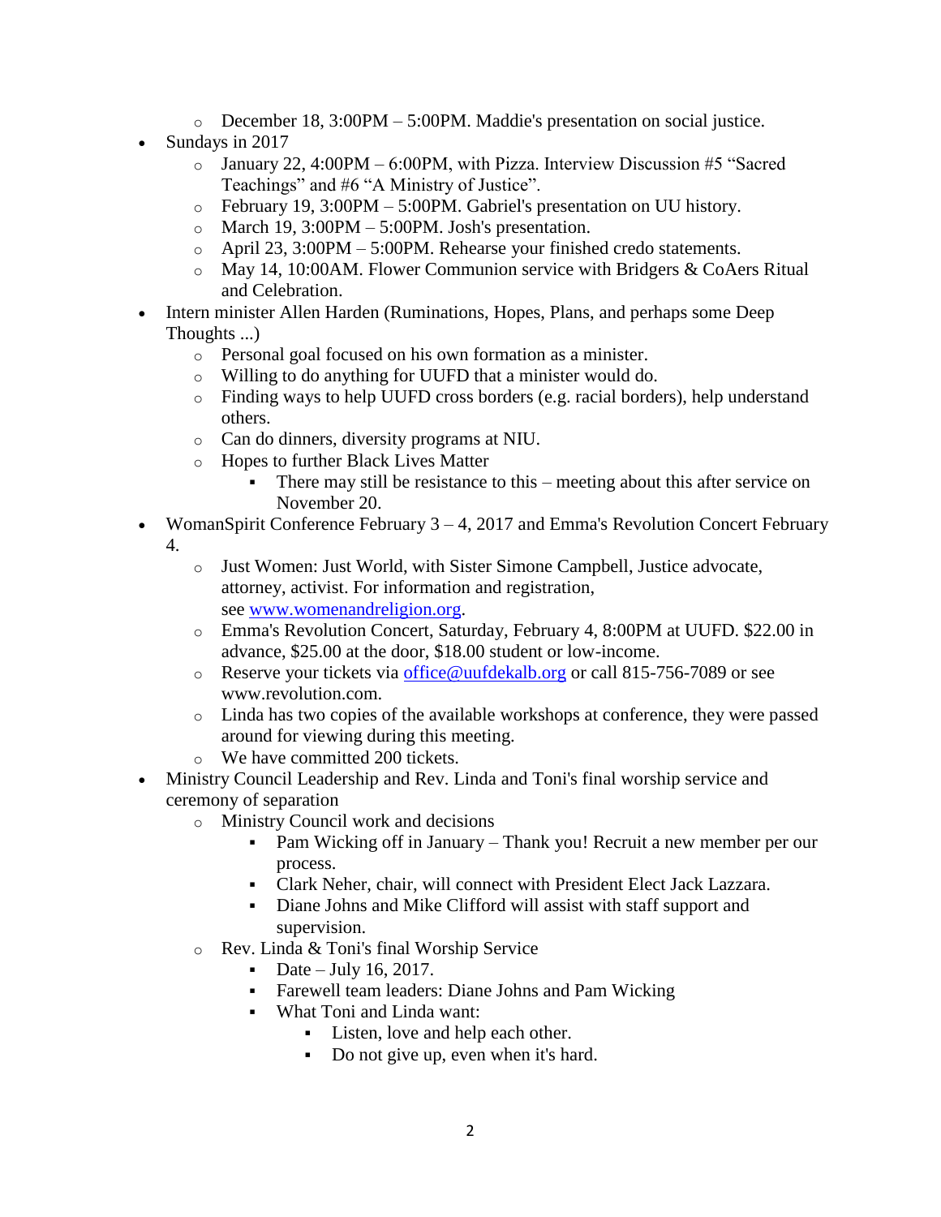- December 18, 3:00PM – 5:00PM. Maddie's presentation on social justice.
- Sundays in 2017
  - January 22, 4:00PM – 6:00PM, with Pizza. Interview Discussion #5 "Sacred Teachings" and #6 "A Ministry of Justice".
  - February 19, 3:00PM – 5:00PM. Gabriel's presentation on UU history.
  - March 19, 3:00PM – 5:00PM. Josh's presentation.
  - April 23, 3:00PM – 5:00PM. Rehearse your finished credo statements.
  - May 14, 10:00AM. Flower Communion service with Bridgers & CoAers Ritual and Celebration.
- Intern minister Allen Harden (Ruminations, Hopes, Plans, and perhaps some Deep Thoughts ...)
  - Personal goal focused on his own formation as a minister.
  - Willing to do anything for UUFD that a minister would do.
  - Finding ways to help UUFD cross borders (e.g. racial borders), help understand others.
  - Can do dinners, diversity programs at NIU.
  - Hopes to further Black Lives Matter
    - There may still be resistance to this – meeting about this after service on November 20.
- WomanSpirit Conference February 3 – 4, 2017 and Emma's Revolution Concert February 4.
  - Just Women: Just World, with Sister Simone Campbell, Justice advocate, attorney, activist. For information and registration, see [www.womenandreligion.org](www.womenandreligion.org).
  - Emma's Revolution Concert, Saturday, February 4, 8:00PM at UUFD. $22.00 in advance, $25.00 at the door, $18.00 student or low-income.
  - Reserve your tickets via [office@uufdekalb.org](mailto:office@uufdekalb.org) or call 815-756-7089 or see www.revolution.com.
  - Linda has two copies of the available workshops at conference, they were passed around for viewing during this meeting.
  - We have committed 200 tickets.
- Ministry Council Leadership and Rev. Linda and Toni's final worship service and ceremony of separation
  - Ministry Council work and decisions
    - Pam Wicking off in January – Thank you! Recruit a new member per our process.
    - Clark Neher, chair, will connect with President Elect Jack Lazzara.
    - Diane Johns and Mike Clifford will assist with staff support and supervision.
  - Rev. Linda & Toni's final Worship Service
    - Date – July 16, 2017.
    - Farewell team leaders: Diane Johns and Pam Wicking
    - What Toni and Linda want:
      - Listen, love and help each other.
      - Do not give up, even when it's hard.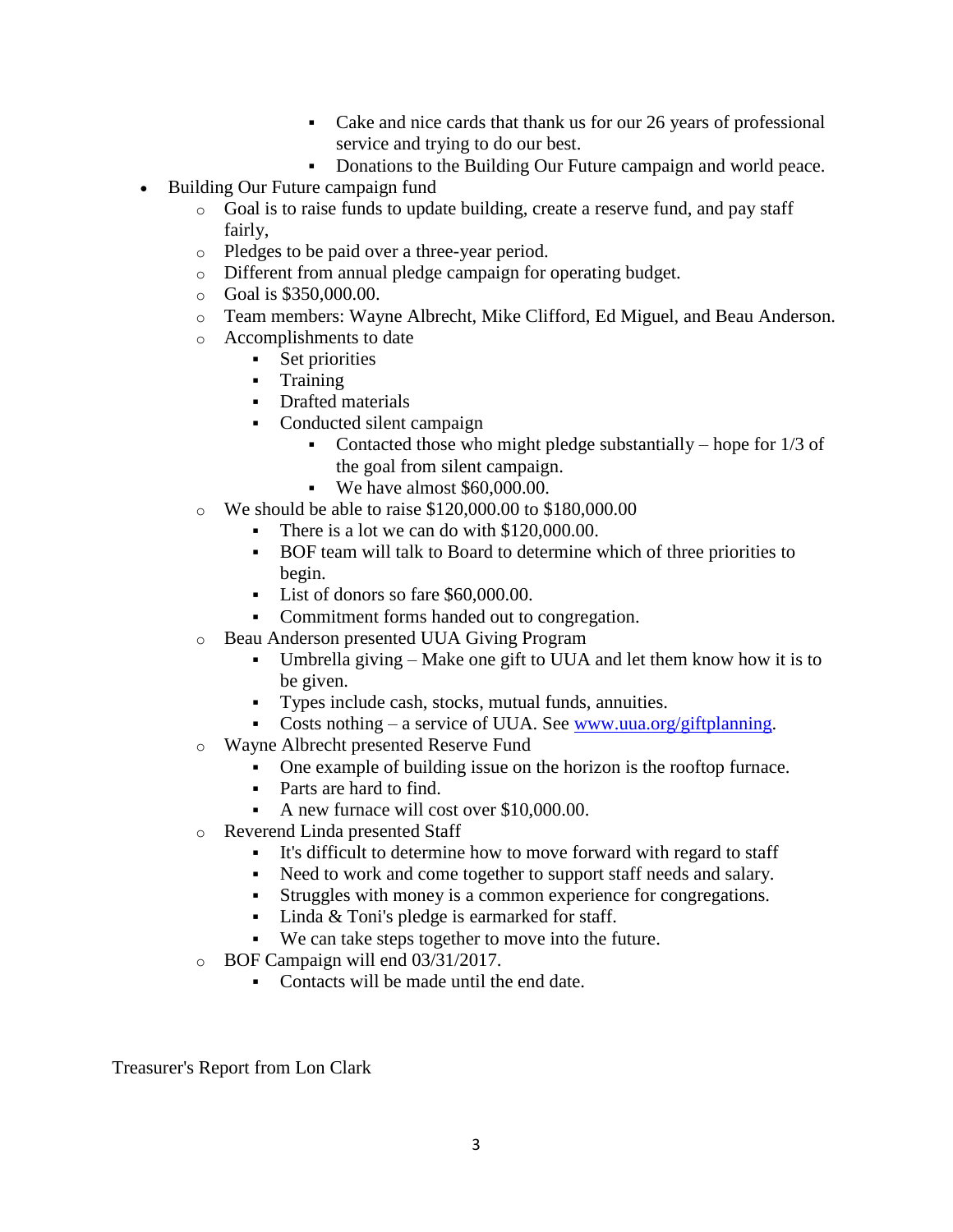- Cake and nice cards that thank us for our 26 years of professional service and trying to do our best.
        - Donations to the Building Our Future campaign and world peace.

- Building Our Future campaign fund
    - Goal is to raise funds to update building, create a reserve fund, and pay staff fairly,
    - Pledges to be paid over a three-year period.
    - Different from annual pledge campaign for operating budget.
    - Goal is $350,000.00.
    - Team members: Wayne Albrecht, Mike Clifford, Ed Miguel, and Beau Anderson.
    - Accomplishments to date
        - Set priorities
        - Training
        - Drafted materials
        - Conducted silent campaign
            - Contacted those who might pledge substantially – hope for 1/3 of the goal from silent campaign.
            - We have almost $60,000.00.
    - We should be able to raise $120,000.00 to $180,000.00
        - There is a lot we can do with $120,000.00.
        - BOF team will talk to Board to determine which of three priorities to begin.
        - List of donors so fare $60,000.00.
        - Commitment forms handed out to congregation.
    - Beau Anderson presented UUA Giving Program
        - Umbrella giving – Make one gift to UUA and let them know how it is to be given.
        - Types include cash, stocks, mutual funds, annuities.
        - Costs nothing – a service of UUA. See [www.uua.org/giftplanning](http://www.uua.org/giftplanning).
    - Wayne Albrecht presented Reserve Fund
        - One example of building issue on the horizon is the rooftop furnace.
        - Parts are hard to find.
        - A new furnace will cost over $10,000.00.
    - Reverend Linda presented Staff
        - It's difficult to determine how to move forward with regard to staff
        - Need to work and come together to support staff needs and salary.
        - Struggles with money is a common experience for congregations.
        - Linda & Toni's pledge is earmarked for staff.
        - We can take steps together to move into the future.
    - BOF Campaign will end 03/31/2017.
        - Contacts will be made until the end date.

Treasurer's Report from Lon Clark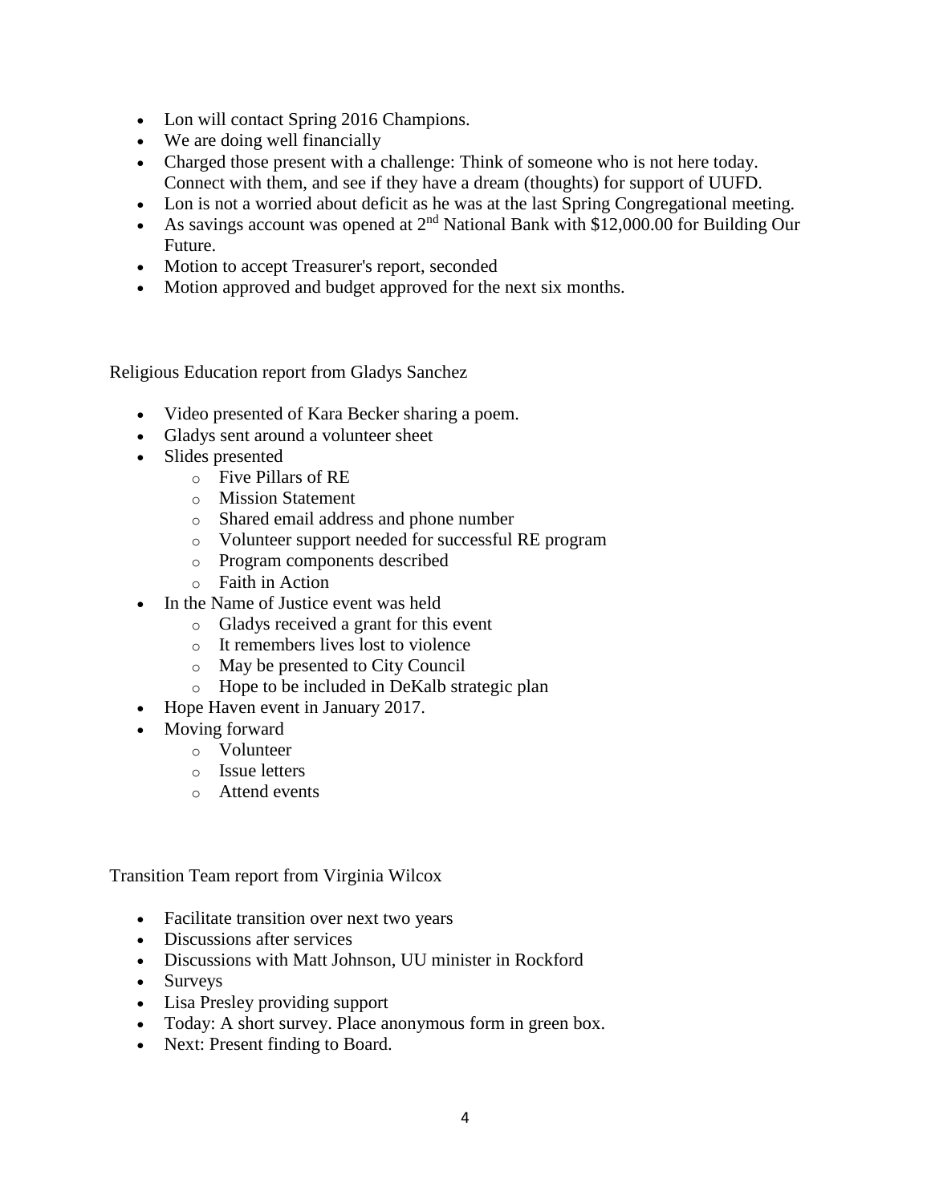- Lon will contact Spring 2016 Champions.
- We are doing well financially
- Charged those present with a challenge: Think of someone who is not here today. Connect with them, and see if they have a dream (thoughts) for support of UUFD.
- Lon is not a worried about deficit as he was at the last Spring Congregational meeting.
- As savings account was opened at 2nd National Bank with $12,000.00 for Building Our Future.
- Motion to accept Treasurer's report, seconded
- Motion approved and budget approved for the next six months.

Religious Education report from Gladys Sanchez

- Video presented of Kara Becker sharing a poem.
- Gladys sent around a volunteer sheet
- Slides presented
  - Five Pillars of RE
  - Mission Statement
  - Shared email address and phone number
  - Volunteer support needed for successful RE program
  - Program components described
  - Faith in Action
- In the Name of Justice event was held
  - Gladys received a grant for this event
  - It remembers lives lost to violence
  - May be presented to City Council
  - Hope to be included in DeKalb strategic plan
- Hope Haven event in January 2017.
- Moving forward
  - Volunteer
  - Issue letters
  - Attend events

Transition Team report from Virginia Wilcox

- Facilitate transition over next two years
- Discussions after services
- Discussions with Matt Johnson, UU minister in Rockford
- Surveys
- Lisa Presley providing support
- Today: A short survey. Place anonymous form in green box.
- Next: Present finding to Board.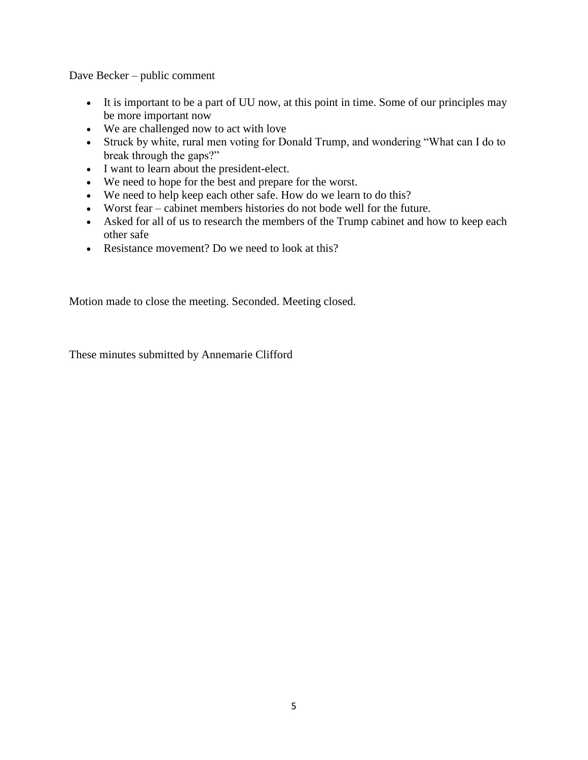Dave Becker – public comment

- It is important to be a part of UU now, at this point in time. Some of our principles may be more important now
- We are challenged now to act with love
- Struck by white, rural men voting for Donald Trump, and wondering "What can I do to break through the gaps?"
- I want to learn about the president-elect.
- We need to hope for the best and prepare for the worst.
- We need to help keep each other safe. How do we learn to do this?
- Worst fear – cabinet members histories do not bode well for the future.
- Asked for all of us to research the members of the Trump cabinet and how to keep each other safe
- Resistance movement? Do we need to look at this?

Motion made to close the meeting. Seconded. Meeting closed.

These minutes submitted by Annemarie Clifford